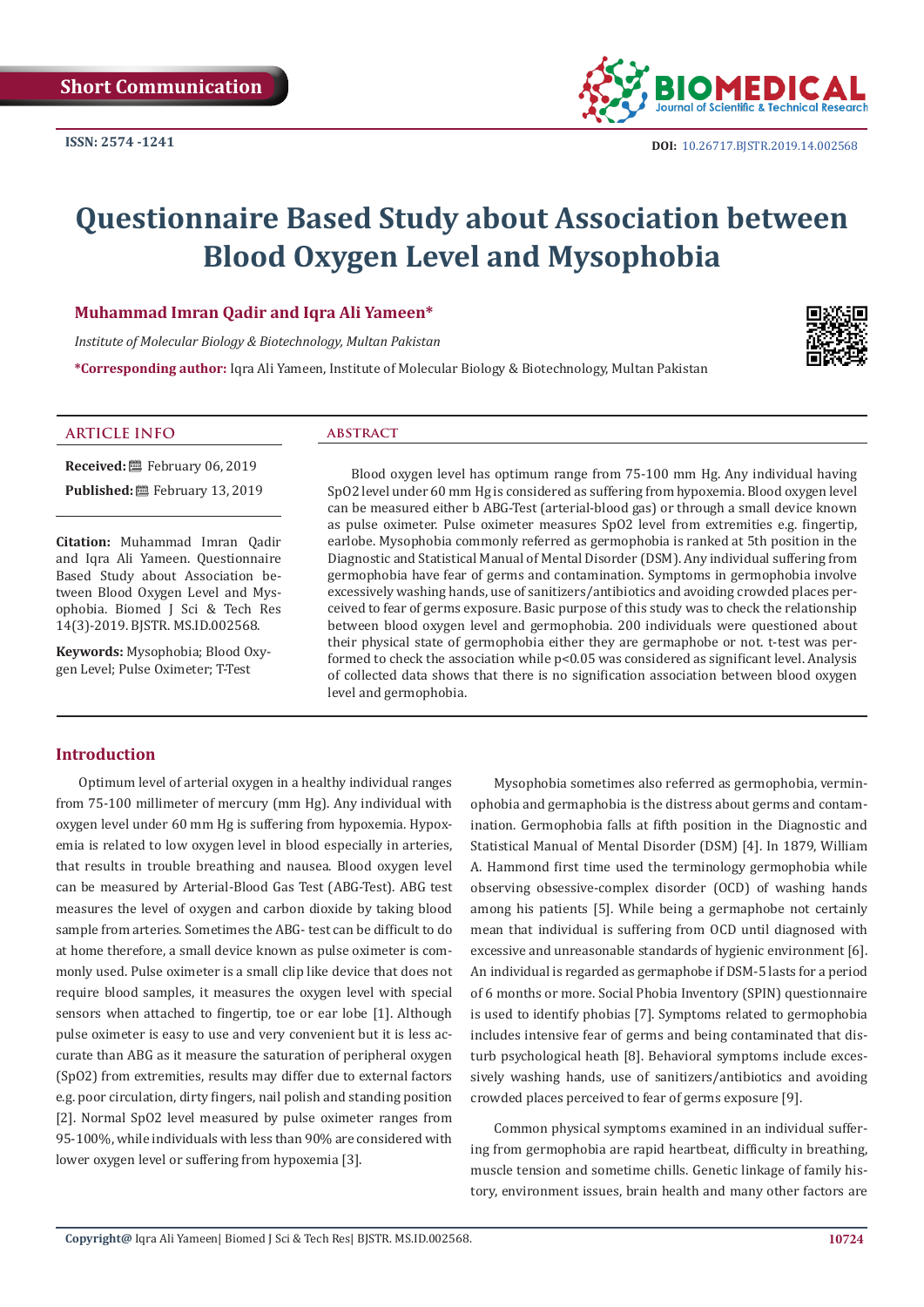Short Communication

ISSN: 2574 -1241

DOI: 10.26717.BJSTR.2019.14.002568

# Questionnaire Based Study about Association between Blood Oxygen Level and Mysophobia

**Muhammad Imran Qadir and Iqra Ali Yameen***

*Institute of Molecular Biology & Biotechnology, Multan Pakistan*

***Corresponding author:** Iqra Ali Yameen, Institute of Molecular Biology & Biotechnology, Multan Pakistan

## ARTICLE INFO

**Received:** February 06, 2019

**Published:** February 13, 2019

**Citation:** Muhammad Imran Qadir and Iqra Ali Yameen. Questionnaire Based Study about Association between Blood Oxygen Level and Mysophobia. Biomed J Sci & Tech Res 14(3)-2019. BJSTR. MS.ID.002568.

**Keywords:** Mysophobia; Blood Oxygen Level; Pulse Oximeter; T-Test

## ABSTRACT

Blood oxygen level has optimum range from 75-100 mm Hg. Any individual having SpO2 level under 60 mm Hg is considered as suffering from hypoxemia. Blood oxygen level can be measured either b ABG-Test (arterial-blood gas) or through a small device known as pulse oximeter. Pulse oximeter measures SpO2 level from extremities e.g. fingertip, earlobe. Mysophobia commonly referred as germophobia is ranked at 5th position in the Diagnostic and Statistical Manual of Mental Disorder (DSM). Any individual suffering from germophobia have fear of germs and contamination. Symptoms in germophobia involve excessively washing hands, use of sanitizers/antibiotics and avoiding crowded places perceived to fear of germs exposure. Basic purpose of this study was to check the relationship between blood oxygen level and germophobia. 200 individuals were questioned about their physical state of germophobia either they are germaphobe or not. t-test was performed to check the association while $p<0.05$ was considered as significant level. Analysis of collected data shows that there is no signification association between blood oxygen level and germophobia.

## Introduction

Optimum level of arterial oxygen in a healthy individual ranges from 75-100 millimeter of mercury (mm Hg). Any individual with oxygen level under 60 mm Hg is suffering from hypoxemia. Hypoxemia is related to low oxygen level in blood especially in arteries, that results in trouble breathing and nausea. Blood oxygen level can be measured by Arterial-Blood Gas Test (ABG-Test). ABG test measures the level of oxygen and carbon dioxide by taking blood sample from arteries. Sometimes the ABG- test can be difficult to do at home therefore, a small device known as pulse oximeter is commonly used. Pulse oximeter is a small clip like device that does not require blood samples, it measures the oxygen level with special sensors when attached to fingertip, toe or ear lobe [1]. Although pulse oximeter is easy to use and very convenient but it is less accurate than ABG as it measure the saturation of peripheral oxygen (SpO2) from extremities, results may differ due to external factors e.g. poor circulation, dirty fingers, nail polish and standing position [2]. Normal SpO2 level measured by pulse oximeter ranges from 95-100%, while individuals with less than 90% are considered with lower oxygen level or suffering from hypoxemia [3].

Mysophobia sometimes also referred as germophobia, verminophobia and germaphobia is the distress about germs and contamination. Germophobia falls at fifth position in the Diagnostic and Statistical Manual of Mental Disorder (DSM) [4]. In 1879, William A. Hammond first time used the terminology germophobia while observing obsessive-complex disorder (OCD) of washing hands among his patients [5]. While being a germaphobe not certainly mean that individual is suffering from OCD until diagnosed with excessive and unreasonable standards of hygienic environment [6]. An individual is regarded as germaphobe if DSM-5 lasts for a period of 6 months or more. Social Phobia Inventory (SPIN) questionnaire is used to identify phobias [7]. Symptoms related to germophobia includes intensive fear of germs and being contaminated that disturb psychological heath [8]. Behavioral symptoms include excessively washing hands, use of sanitizers/antibiotics and avoiding crowded places perceived to fear of germs exposure [9].

Common physical symptoms examined in an individual suffering from germophobia are rapid heartbeat, difficulty in breathing, muscle tension and sometime chills. Genetic linkage of family history, environment issues, brain health and many other factors are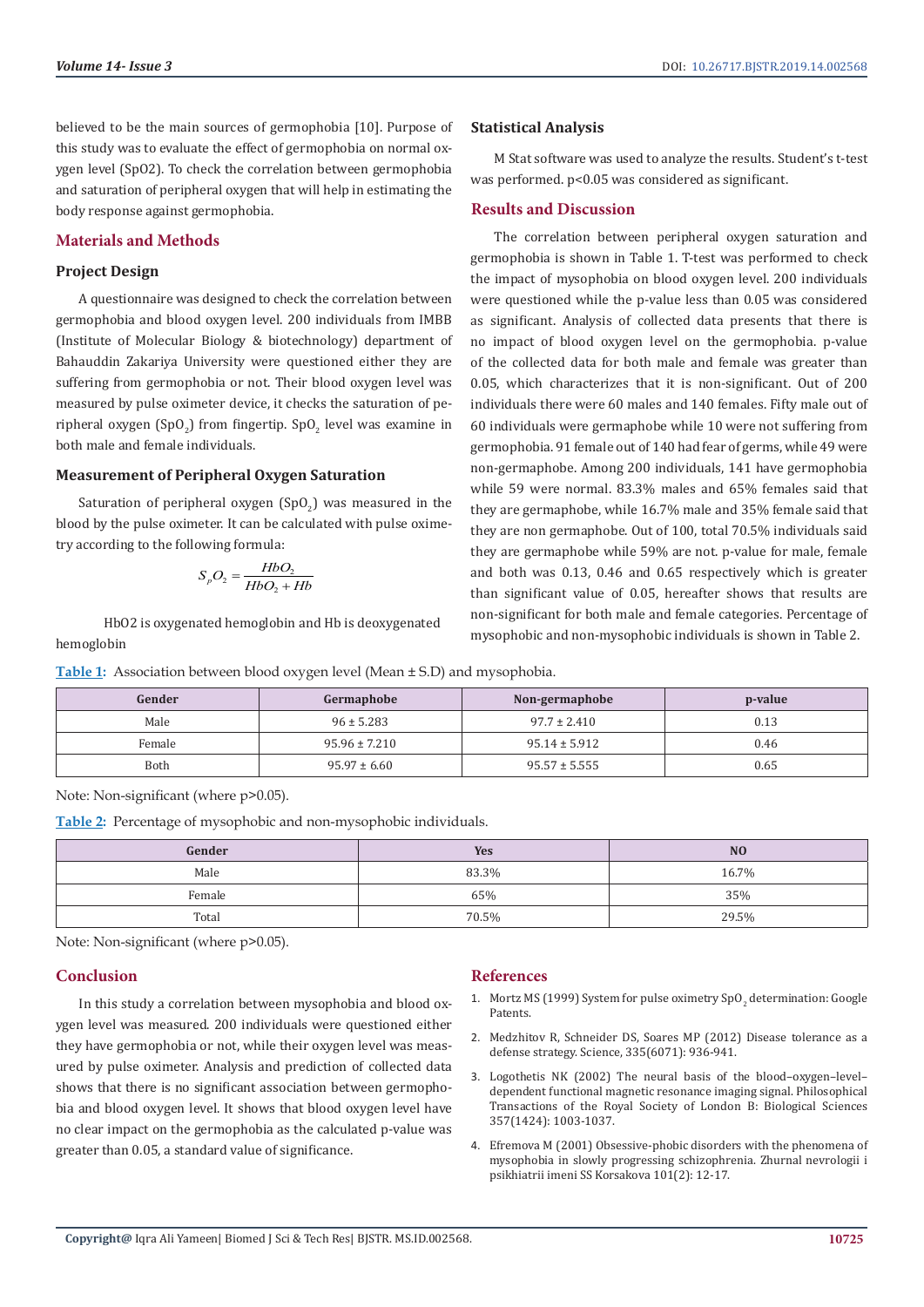believed to be the main sources of germophobia [10]. Purpose of this study was to evaluate the effect of germophobia on normal oxygen level (SpO2). To check the correlation between germophobia and saturation of peripheral oxygen that will help in estimating the body response against germophobia.

## Materials and Methods

### Project Design

A questionnaire was designed to check the correlation between germophobia and blood oxygen level. 200 individuals from IMBB (Institute of Molecular Biology & biotechnology) department of Bahauddin Zakariya University were questioned either they are suffering from germophobia or not. Their blood oxygen level was measured by pulse oximeter device, it checks the saturation of peripheral oxygen ($SpO_2$) from fingertip. $SpO_2$ level was examine in both male and female individuals.

### Measurement of Peripheral Oxygen Saturation

Saturation of peripheral oxygen ($SpO_2$) was measured in the blood by the pulse oximeter. It can be calculated with pulse oximetry according to the following formula:

$$S_pO_2 = \frac{HbO_2}{HbO_2 + Hb}$$

HbO2 is oxygenated hemoglobin and Hb is deoxygenated hemoglobin

### Statistical Analysis

M Stat software was used to analyze the results. Student's t-test was performed. p<0.05 was considered as significant.

## Results and Discussion

The correlation between peripheral oxygen saturation and germophobia is shown in Table 1. T-test was performed to check the impact of mysophobia on blood oxygen level. 200 individuals were questioned while the p-value less than 0.05 was considered as significant. Analysis of collected data presents that there is no impact of blood oxygen level on the germophobia. p-value of the collected data for both male and female was greater than 0.05, which characterizes that it is non-significant. Out of 200 individuals there were 60 males and 140 females. Fifty male out of 60 individuals were germaphobe while 10 were not suffering from germophobia. 91 female out of 140 had fear of germs, while 49 were non-germaphobe. Among 200 individuals, 141 have germophobia while 59 were normal. 83.3% males and 65% females said that they are germaphobe, while 16.7% male and 35% female said that they are non germaphobe. Out of 100, total 70.5% individuals said they are germaphobe while 59% are not. p-value for male, female and both was 0.13, 0.46 and 0.65 respectively which is greater than significant value of 0.05, hereafter shows that results are non-significant for both male and female categories. Percentage of mysophobic and non-mysophobic individuals is shown in Table 2.

**Table 1:** Association between blood oxygen level (Mean ± S.D) and mysophobia.

| Gender | Germaphobe | Non-germaphobe | p-value |
|---|---|---|---|
| Male | 96 ± 5.283 | 97.7 ± 2.410 | 0.13 |
| Female | 95.96 ± 7.210 | 95.14 ± 5.912 | 0.46 |
| Both | 95.97 ± 6.60 | 95.57 ± 5.555 | 0.65 |

Note: Non-significant (where p>0.05).

**Table 2:** Percentage of mysophobic and non-mysophobic individuals.

| Gender | Yes | NO |
|---|---|---|
| Male | 83.3% | 16.7% |
| Female | 65% | 35% |
| Total | 70.5% | 29.5% |

Note: Non-significant (where p>0.05).

## Conclusion

In this study a correlation between mysophobia and blood oxygen level was measured. 200 individuals were questioned either they have germophobia or not, while their oxygen level was measured by pulse oximeter. Analysis and prediction of collected data shows that there is no significant association between germophobia and blood oxygen level. It shows that blood oxygen level have no clear impact on the germophobia as the calculated p-value was greater than 0.05, a standard value of significance.

## References

1. Mortz MS (1999) System for pulse oximetry $SpO_2$ determination: Google Patents.
2. Medzhitov R, Schneider DS, Soares MP (2012) Disease tolerance as a defense strategy. Science, 335(6071): 936-941.
3. Logothetis NK (2002) The neural basis of the blood–oxygen–level–dependent functional magnetic resonance imaging signal. Philosophical Transactions of the Royal Society of London B: Biological Sciences 357(1424): 1003-1037.
4. Efremova M (2001) Obsessive-phobic disorders with the phenomena of mysophobia in slowly progressing schizophrenia. Zhurnal nevrologii i psikhiatrii imeni SS Korsakova 101(2): 12-17.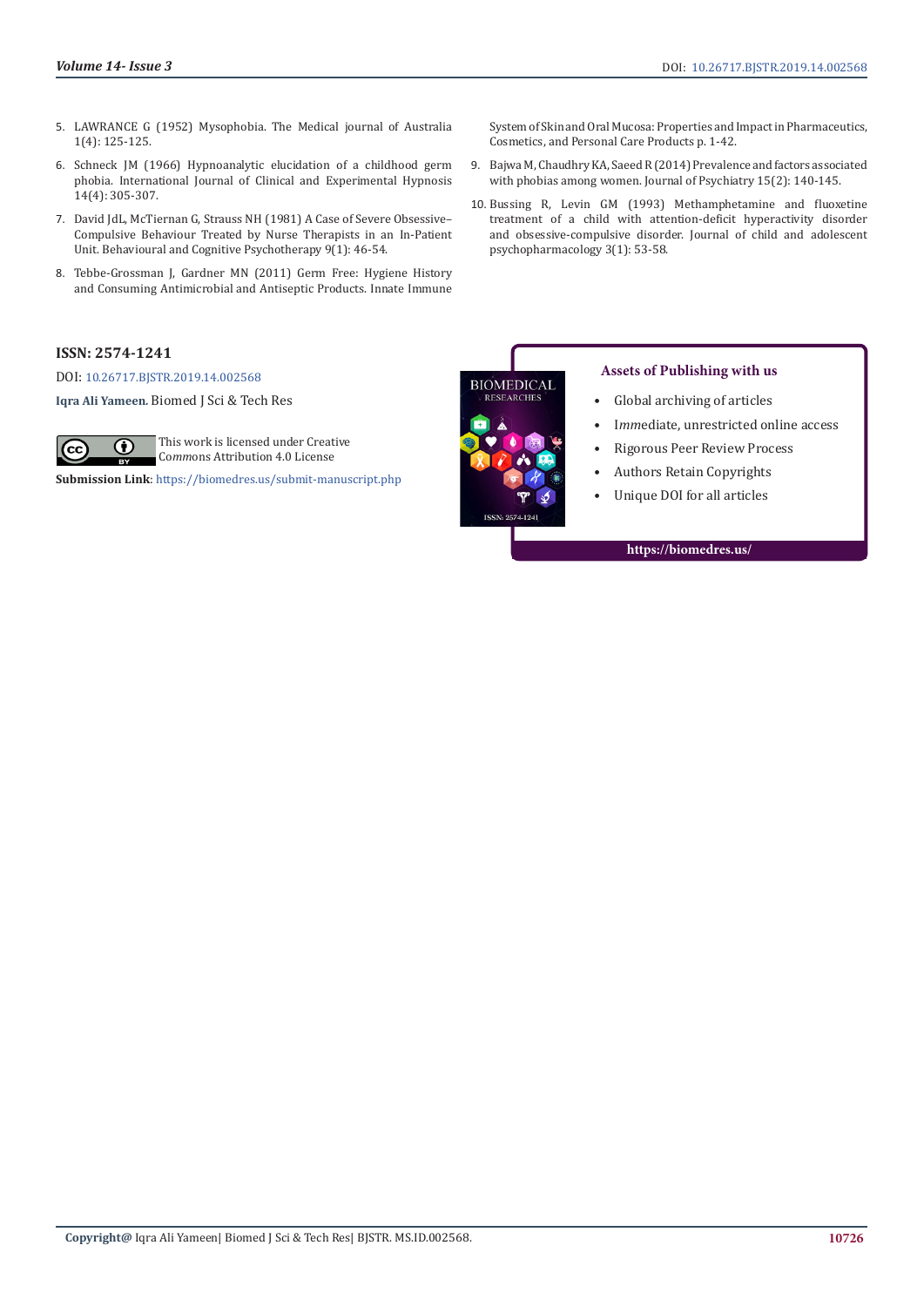5. LAWRANCE G (1952) Mysophobia. The Medical journal of Australia 1(4): 125-125.
6. Schneck JM (1966) Hypnoanalytic elucidation of a childhood germ phobia. International Journal of Clinical and Experimental Hypnosis 14(4): 305-307.
7. David JdL, McTiernan G, Strauss NH (1981) A Case of Severe Obsessive–Compulsive Behaviour Treated by Nurse Therapists in an In-Patient Unit. Behavioural and Cognitive Psychotherapy 9(1): 46-54.
8. Tebbe-Grossman J, Gardner MN (2011) Germ Free: Hygiene History and Consuming Antimicrobial and Antiseptic Products. Innate Immune System of Skin and Oral Mucosa: Properties and Impact in Pharmaceuticals, Cosmetics, and Personal Care Products p. 1-42.
9. Bajwa M, Chaudhry KA, Saeed R (2014) Prevalence and factors associated with phobias among women. Journal of Psychiatry 15(2): 140-145.
10. Bussing R, Levin GM (1993) Methamphetamine and fluoxetine treatment of a child with attention-deficit hyperactivity disorder and obsessive-compulsive disorder. Journal of child and adolescent psychopharmacology 3(1): 53-58.

**ISSN: 2574-1241**

DOI: 10.26717.BJSTR.2019.14.002568

**Iqra Ali Yameen**. Biomed J Sci & Tech Res

This work is licensed under Creative Commons Attribution 4.0 License

**Submission Link**: https://biomedres.us/submit-manuscript.php

**Assets of Publishing with us**

- Global archiving of articles
- Immediate, unrestricted online access
- Rigorous Peer Review Process
- Authors Retain Copyrights
- Unique DOI for all articles

**https://biomedres.us/**